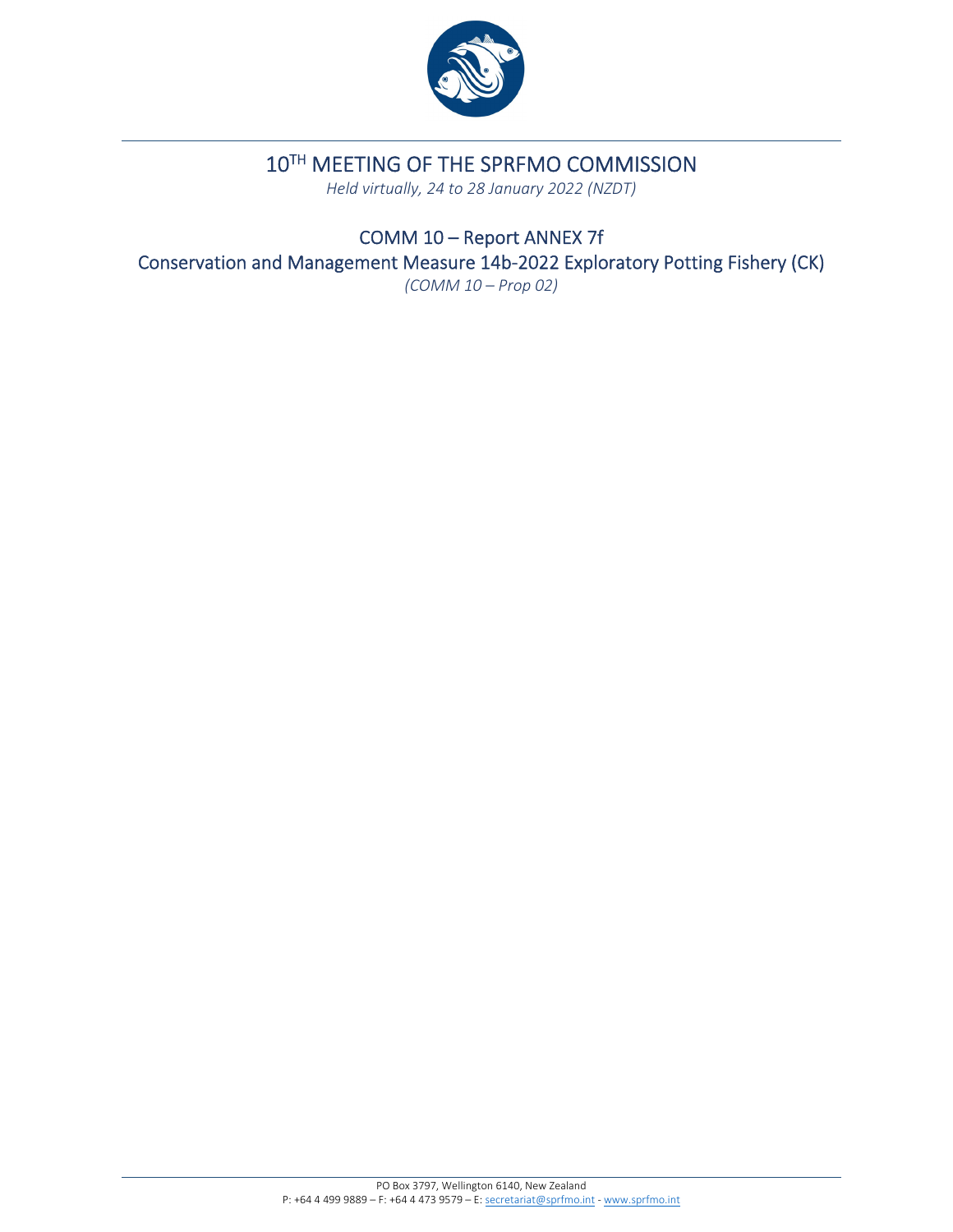# 10TH MEETING OF THE SPRFMO COMMISSION

*Held virtually, 24 to 28 January 2022 (NZDT)*

## COMM 10 – Report ANNEX 7f

## Conservation and Management Measure 14b-2022 Exploratory Potting Fishery (CK)

*(COMM 10 – Prop 02)*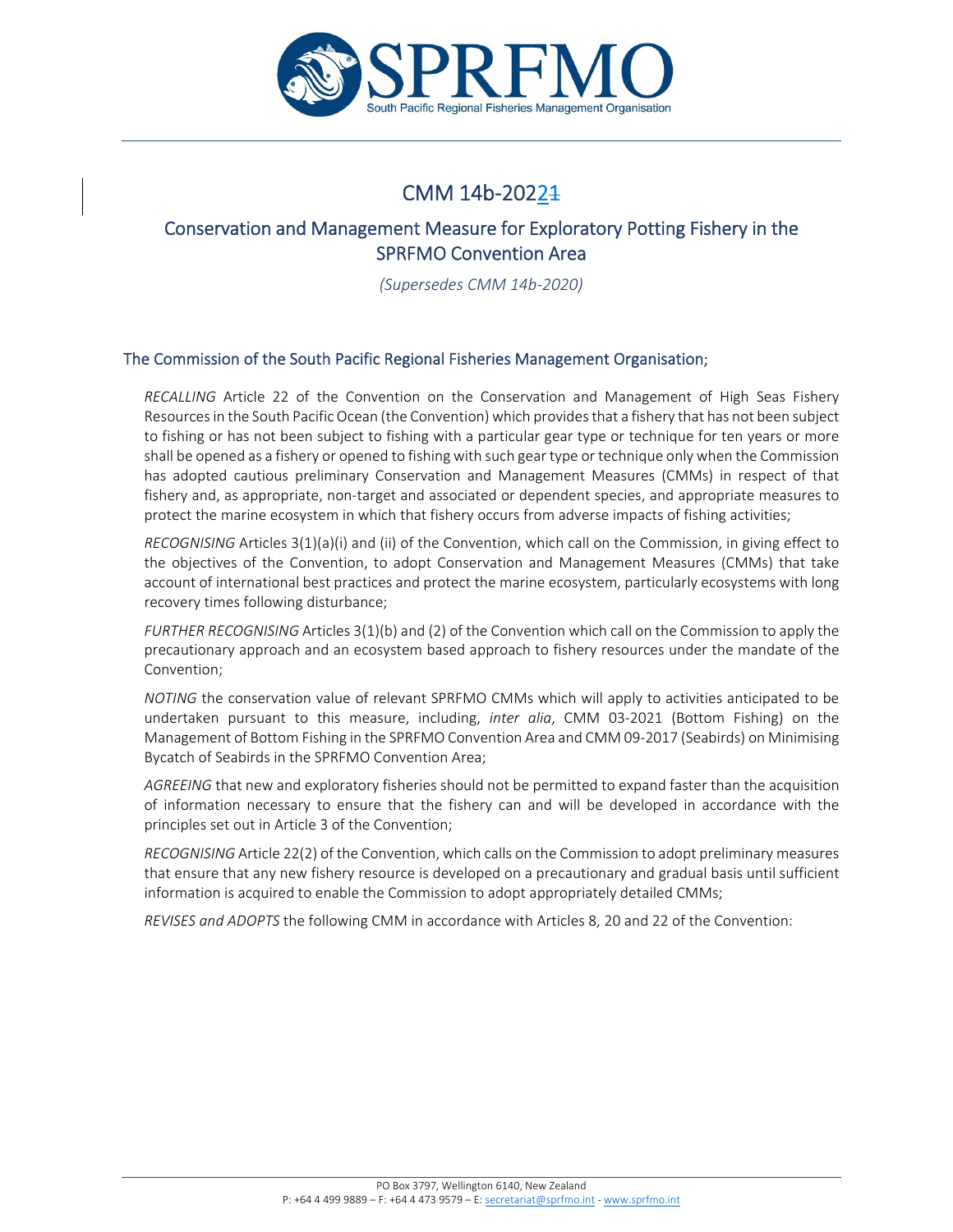# CMM 14b-20221

## Conservation and Management Measure for Exploratory Potting Fishery in the SPRFMO Convention Area

*(Supersedes CMM 14b-2020)*

### The Commission of the South Pacific Regional Fisheries Management Organisation;

*RECALLING* Article 22 of the Convention on the Conservation and Management of High Seas Fishery Resources in the South Pacific Ocean (the Convention) which provides that a fishery that has not been subject to fishing or has not been subject to fishing with a particular gear type or technique for ten years or more shall be opened as a fishery or opened to fishing with such gear type or technique only when the Commission has adopted cautious preliminary Conservation and Management Measures (CMMs) in respect of that fishery and, as appropriate, non-target and associated or dependent species, and appropriate measures to protect the marine ecosystem in which that fishery occurs from adverse impacts of fishing activities;

*RECOGNISING* Articles 3(1)(a)(i) and (ii) of the Convention, which call on the Commission, in giving effect to the objectives of the Convention, to adopt Conservation and Management Measures (CMMs) that take account of international best practices and protect the marine ecosystem, particularly ecosystems with long recovery times following disturbance;

*FURTHER RECOGNISING* Articles 3(1)(b) and (2) of the Convention which call on the Commission to apply the precautionary approach and an ecosystem based approach to fishery resources under the mandate of the Convention;

*NOTING* the conservation value of relevant SPRFMO CMMs which will apply to activities anticipated to be undertaken pursuant to this measure, including, *inter alia*, CMM 03-2021 (Bottom Fishing) on the Management of Bottom Fishing in the SPRFMO Convention Area and CMM 09-2017 (Seabirds) on Minimising Bycatch of Seabirds in the SPRFMO Convention Area;

*AGREEING* that new and exploratory fisheries should not be permitted to expand faster than the acquisition of information necessary to ensure that the fishery can and will be developed in accordance with the principles set out in Article 3 of the Convention;

*RECOGNISING* Article 22(2) of the Convention, which calls on the Commission to adopt preliminary measures that ensure that any new fishery resource is developed on a precautionary and gradual basis until sufficient information is acquired to enable the Commission to adopt appropriately detailed CMMs;

*REVISES and ADOPTS* the following CMM in accordance with Articles 8, 20 and 22 of the Convention: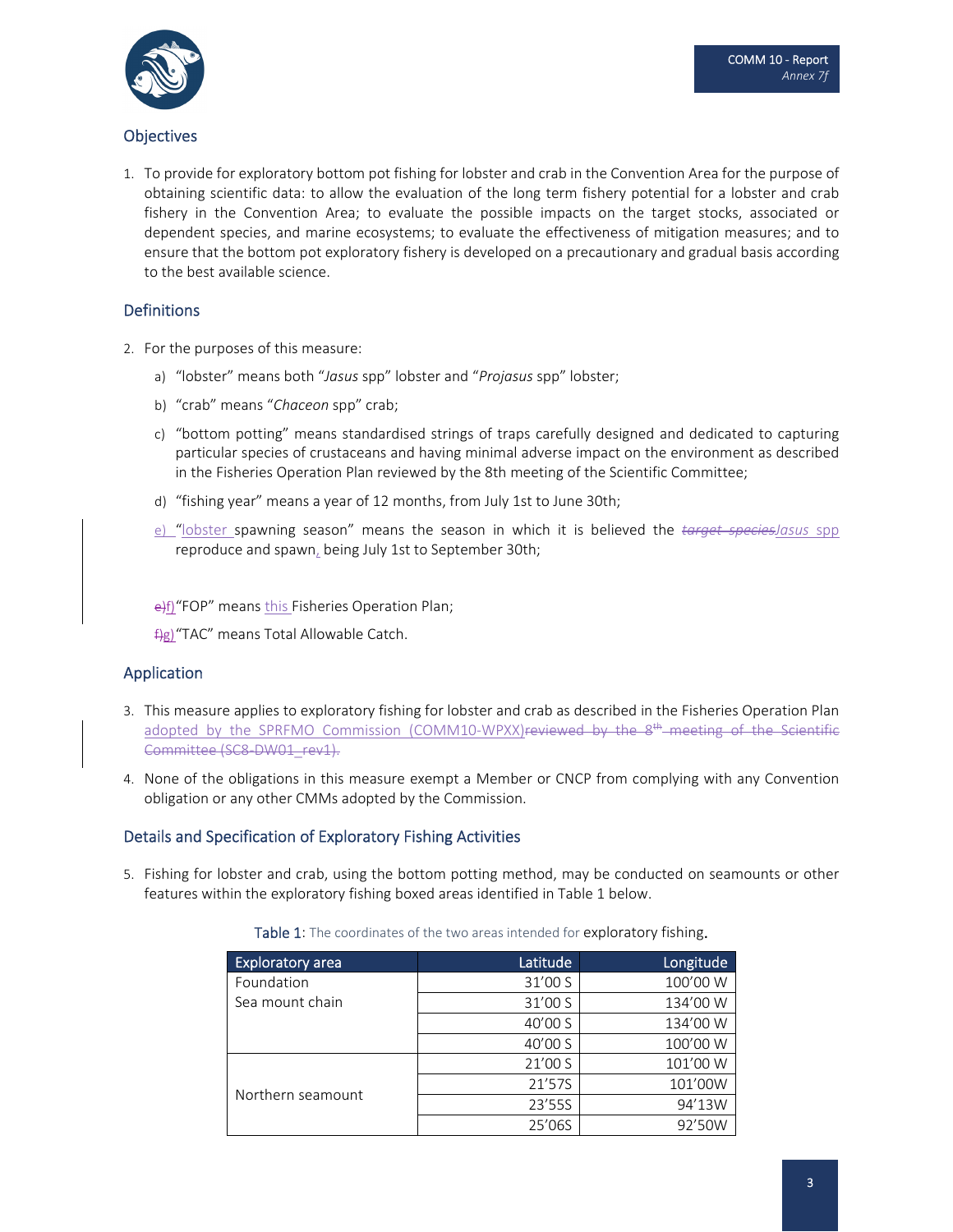## Objectives

1. To provide for exploratory bottom pot fishing for lobster and crab in the Convention Area for the purpose of obtaining scientific data: to allow the evaluation of the long term fishery potential for a lobster and crab fishery in the Convention Area; to evaluate the possible impacts on the target stocks, associated or dependent species, and marine ecosystems; to evaluate the effectiveness of mitigation measures; and to ensure that the bottom pot exploratory fishery is developed on a precautionary and gradual basis according to the best available science.

## Definitions

2. For the purposes of this measure:

    a) "lobster" means both "*Jasus* spp" lobster and "*Projasus* spp" lobster;

    b) "crab" means "*Chaceon* spp" crab;

    c) "bottom potting" means standardised strings of traps carefully designed and dedicated to capturing particular species of crustaceans and having minimal adverse impact on the environment as described in the Fisheries Operation Plan reviewed by the 8th meeting of the Scientific Committee;

    d) "fishing year" means a year of 12 months, from July 1st to June 30th;

    e) "lobster spawning season" means the season in which it is believed the ~~*target species*~~*Jasus* spp reproduce and spawn, being July 1st to September 30th;

    ~~e)~~f) "FOP" means this Fisheries Operation Plan;

    ~~f)~~g) "TAC" means Total Allowable Catch.

## Application

3. This measure applies to exploratory fishing for lobster and crab as described in the Fisheries Operation Plan adopted by the SPRFMO Commission (COMM10-WPXX)~~reviewed by the 8th meeting of the Scientific Committee (SC8-DW01_rev1).~~

4. None of the obligations in this measure exempt a Member or CNCP from complying with any Convention obligation or any other CMMs adopted by the Commission.

## Details and Specification of Exploratory Fishing Activities

5. Fishing for lobster and crab, using the bottom potting method, may be conducted on seamounts or other features within the exploratory fishing boxed areas identified in Table 1 below.

Table 1: The coordinates of the two areas intended for exploratory fishing.

| Exploratory area | Latitude | Longitude |
|---|---|---|
| Foundation Sea mount chain | 31'00 S | 100'00 W |
| | 31'00 S | 134'00 W |
| | 40'00 S | 134'00 W |
| | 40'00 S | 100'00 W |
| Northern seamount | 21'00 S | 101'00 W |
| | 21'57S | 101'00W |
| | 23'55S | 94'13W |
| | 25'06S | 92'50W |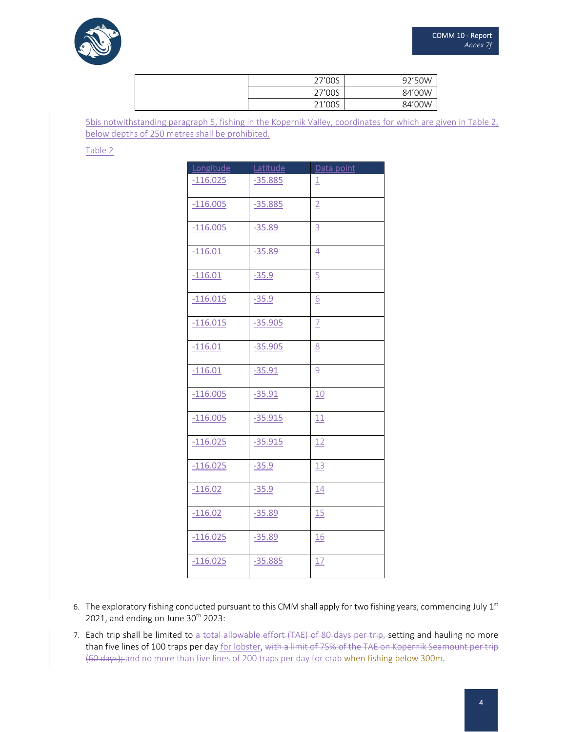| | | |
|---|---|---|
| | 27'00S | 92'50W |
| | 27'00S | 84'00W |
| | 21'00S | 84'00W |

5bis notwithstanding paragraph 5, fishing in the Kopernik Valley, coordinates for which are given in Table 2, below depths of 250 metres shall be prohibited.

Table 2

| Longitude | Latitude | Data point |
|---|---|---|
| -116.025 | -35.885 | 1 |
| -116.005 | -35.885 | 2 |
| -116.005 | -35.89 | 3 |
| -116.01 | -35.89 | 4 |
| -116.01 | -35.9 | 5 |
| -116.015 | -35.9 | 6 |
| -116.015 | -35.905 | 7 |
| -116.01 | -35.905 | 8 |
| -116.01 | -35.91 | 9 |
| -116.005 | -35.91 | 10 |
| -116.005 | -35.915 | 11 |
| -116.025 | -35.915 | 12 |
| -116.025 | -35.9 | 13 |
| -116.02 | -35.9 | 14 |
| -116.02 | -35.89 | 15 |
| -116.025 | -35.89 | 16 |
| -116.025 | -35.885 | 17 |

6. The exploratory fishing conducted pursuant to this CMM shall apply for two fishing years, commencing July 1st 2021, and ending on June 30th 2023:

7. Each trip shall be limited to ~~a total allowable effort (TAE) of 80 days per trip,~~ setting and hauling no more than five lines of 100 traps per day for lobster, ~~with a limit of 75% of the TAE on Kopernik Seamount per trip (60 days);~~ and no more than five lines of 200 traps per day for crab when fishing below 300m.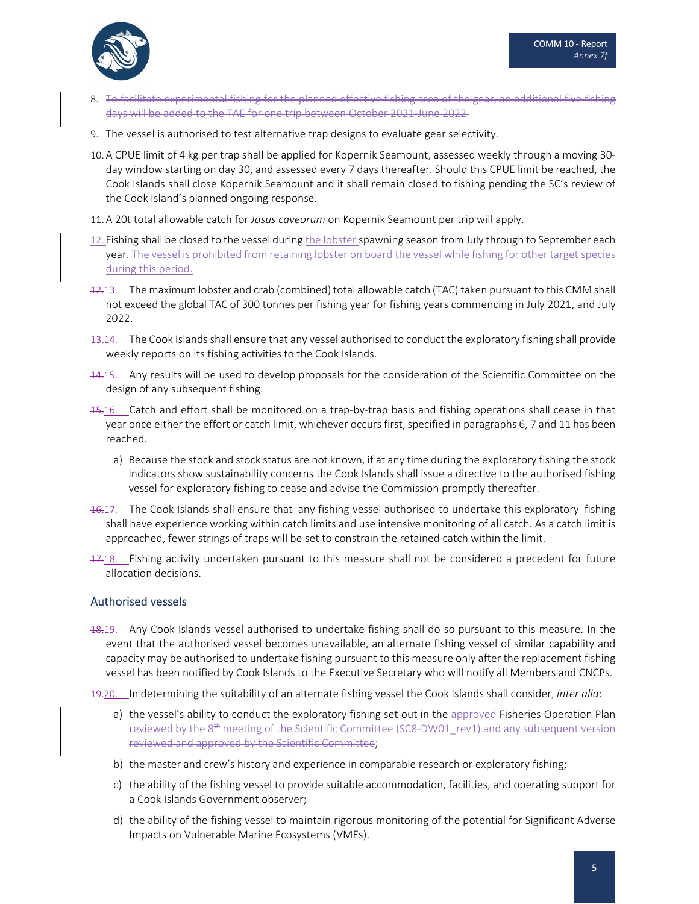8. ~~To facilitate experimental fishing for the planned effective fishing area of the gear, an additional five fishing days will be added to the TAE for one trip between October 2021-June 2022.~~

9. The vessel is authorised to test alternative trap designs to evaluate gear selectivity.

10. A CPUE limit of 4 kg per trap shall be applied for Kopernik Seamount, assessed weekly through a moving 30-day window starting on day 30, and assessed every 7 days thereafter. Should this CPUE limit be reached, the Cook Islands shall close Kopernik Seamount and it shall remain closed to fishing pending the SC's review of the Cook Island's planned ongoing response.

11. A 20t total allowable catch for *Jasus caveorum* on Kopernik Seamount per trip will apply.

12. Fishing shall be closed to the vessel during the lobster spawning season from July through to September each year. The vessel is prohibited from retaining lobster on board the vessel while fishing for other target species during this period.

~~12.~~13. The maximum lobster and crab (combined) total allowable catch (TAC) taken pursuant to this CMM shall not exceed the global TAC of 300 tonnes per fishing year for fishing years commencing in July 2021, and July 2022.

~~13.~~14. The Cook Islands shall ensure that any vessel authorised to conduct the exploratory fishing shall provide weekly reports on its fishing activities to the Cook Islands.

~~14.~~15. Any results will be used to develop proposals for the consideration of the Scientific Committee on the design of any subsequent fishing.

~~15.~~16. Catch and effort shall be monitored on a trap-by-trap basis and fishing operations shall cease in that year once either the effort or catch limit, whichever occurs first, specified in paragraphs 6, 7 and 11 has been reached.

   a) Because the stock and stock status are not known, if at any time during the exploratory fishing the stock indicators show sustainability concerns the Cook Islands shall issue a directive to the authorised fishing vessel for exploratory fishing to cease and advise the Commission promptly thereafter.

~~16.~~17. The Cook Islands shall ensure that any fishing vessel authorised to undertake this exploratory fishing shall have experience working within catch limits and use intensive monitoring of all catch. As a catch limit is approached, fewer strings of traps will be set to constrain the retained catch within the limit.

~~17.~~18. Fishing activity undertaken pursuant to this measure shall not be considered a precedent for future allocation decisions.

## Authorised vessels

~~18.~~19. Any Cook Islands vessel authorised to undertake fishing shall do so pursuant to this measure. In the event that the authorised vessel becomes unavailable, an alternate fishing vessel of similar capability and capacity may be authorised to undertake fishing pursuant to this measure only after the replacement fishing vessel has been notified by Cook Islands to the Executive Secretary who will notify all Members and CNCPs.

~~19.~~20. In determining the suitability of an alternate fishing vessel the Cook Islands shall consider, *inter alia*:

   a) the vessel's ability to conduct the exploratory fishing set out in the approved Fisheries Operation Plan ~~reviewed by the 8th meeting of the Scientific Committee (SC8-DW01_rev1) and any subsequent version reviewed and approved by the Scientific Committee~~;

   b) the master and crew's history and experience in comparable research or exploratory fishing;

   c) the ability of the fishing vessel to provide suitable accommodation, facilities, and operating support for a Cook Islands Government observer;

   d) the ability of the fishing vessel to maintain rigorous monitoring of the potential for Significant Adverse Impacts on Vulnerable Marine Ecosystems (VMEs).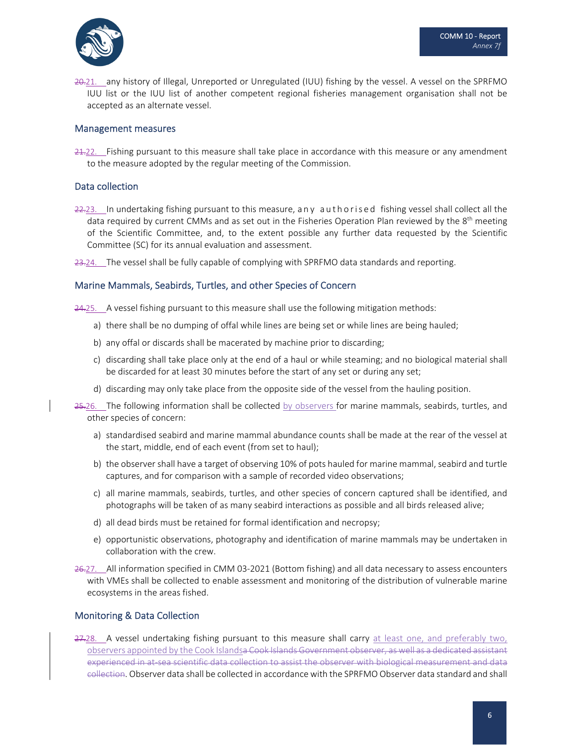~~20.~~21. any history of Illegal, Unreported or Unregulated (IUU) fishing by the vessel. A vessel on the SPRFMO IUU list or the IUU list of another competent regional fisheries management organisation shall not be accepted as an alternate vessel.

## Management measures

~~21.~~22. Fishing pursuant to this measure shall take place in accordance with this measure or any amendment to the measure adopted by the regular meeting of the Commission.

## Data collection

~~22.~~23. In undertaking fishing pursuant to this measure, any authorised fishing vessel shall collect all the data required by current CMMs and as set out in the Fisheries Operation Plan reviewed by the 8th meeting of the Scientific Committee, and, to the extent possible any further data requested by the Scientific Committee (SC) for its annual evaluation and assessment.

~~23.~~24. The vessel shall be fully capable of complying with SPRFMO data standards and reporting.

## Marine Mammals, Seabirds, Turtles, and other Species of Concern

~~24.~~25. A vessel fishing pursuant to this measure shall use the following mitigation methods:

a) there shall be no dumping of offal while lines are being set or while lines are being hauled;

b) any offal or discards shall be macerated by machine prior to discarding;

c) discarding shall take place only at the end of a haul or while steaming; and no biological material shall be discarded for at least 30 minutes before the start of any set or during any set;

d) discarding may only take place from the opposite side of the vessel from the hauling position.

~~25.~~26. The following information shall be collected by observers for marine mammals, seabirds, turtles, and other species of concern:

a) standardised seabird and marine mammal abundance counts shall be made at the rear of the vessel at the start, middle, end of each event (from set to haul);

b) the observer shall have a target of observing 10% of pots hauled for marine mammal, seabird and turtle captures, and for comparison with a sample of recorded video observations;

c) all marine mammals, seabirds, turtles, and other species of concern captured shall be identified, and photographs will be taken of as many seabird interactions as possible and all birds released alive;

d) all dead birds must be retained for formal identification and necropsy;

e) opportunistic observations, photography and identification of marine mammals may be undertaken in collaboration with the crew.

~~26.~~27. All information specified in CMM 03-2021 (Bottom fishing) and all data necessary to assess encounters with VMEs shall be collected to enable assessment and monitoring of the distribution of vulnerable marine ecosystems in the areas fished.

## Monitoring & Data Collection

~~27.~~28. A vessel undertaking fishing pursuant to this measure shall carry at least one, and preferably two, observers appointed by the Cook Islands~~a Cook Islands Government observer, as well as a dedicated assistant experienced in at-sea scientific data collection to assist the observer with biological measurement and data collection~~. Observer data shall be collected in accordance with the SPRFMO Observer data standard and shall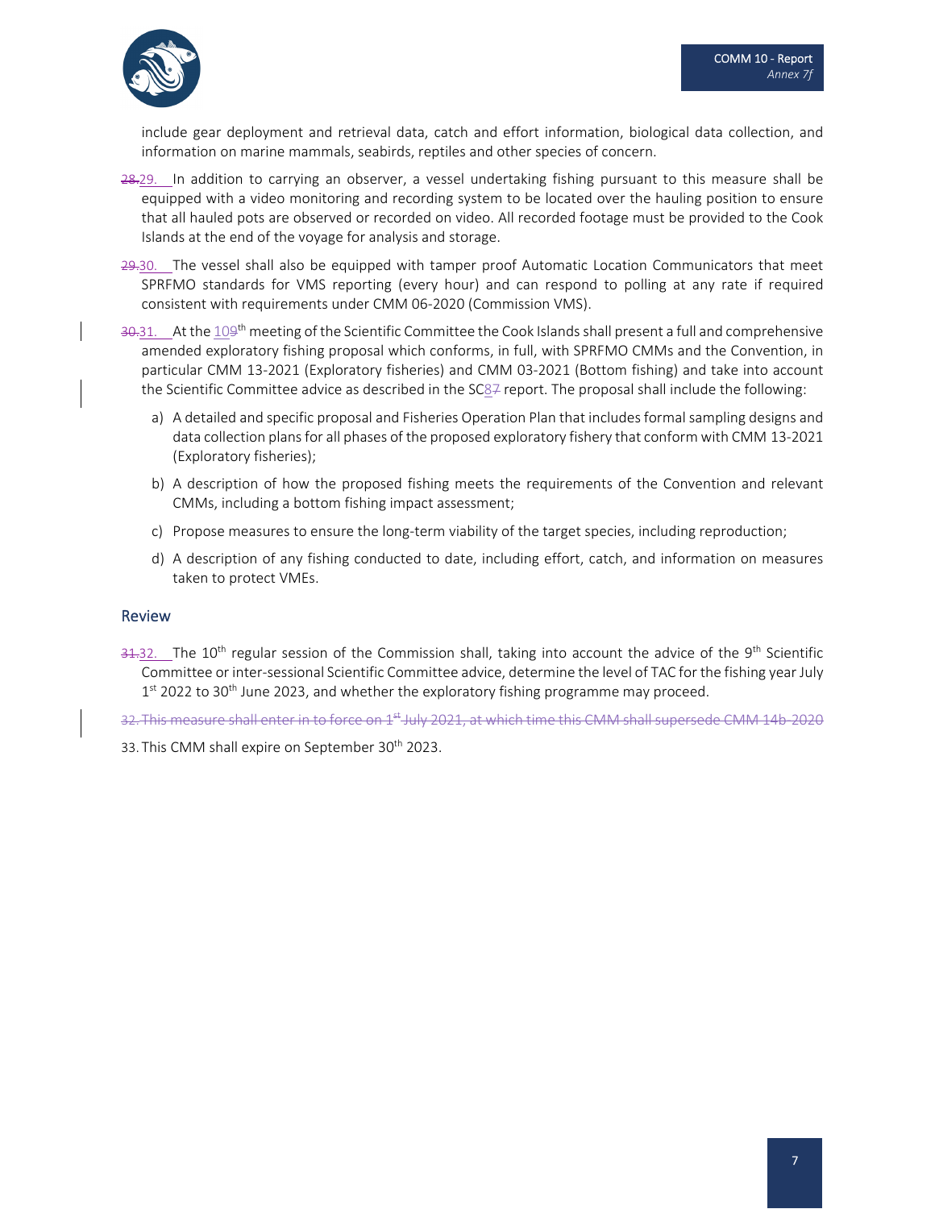include gear deployment and retrieval data, catch and effort information, biological data collection, and information on marine mammals, seabirds, reptiles and other species of concern.

~~28.~~29. In addition to carrying an observer, a vessel undertaking fishing pursuant to this measure shall be equipped with a video monitoring and recording system to be located over the hauling position to ensure that all hauled pots are observed or recorded on video. All recorded footage must be provided to the Cook Islands at the end of the voyage for analysis and storage.

~~29.~~30. The vessel shall also be equipped with tamper proof Automatic Location Communicators that meet SPRFMO standards for VMS reporting (every hour) and can respond to polling at any rate if required consistent with requirements under CMM 06-2020 (Commission VMS).

~~30.~~31. At the 10~~9~~th meeting of the Scientific Committee the Cook Islands shall present a full and comprehensive amended exploratory fishing proposal which conforms, in full, with SPRFMO CMMs and the Convention, in particular CMM 13-2021 (Exploratory fisheries) and CMM 03-2021 (Bottom fishing) and take into account the Scientific Committee advice as described in the SC8~~7~~ report. The proposal shall include the following:

a) A detailed and specific proposal and Fisheries Operation Plan that includes formal sampling designs and data collection plans for all phases of the proposed exploratory fishery that conform with CMM 13-2021 (Exploratory fisheries);

b) A description of how the proposed fishing meets the requirements of the Convention and relevant CMMs, including a bottom fishing impact assessment;

c) Propose measures to ensure the long-term viability of the target species, including reproduction;

d) A description of any fishing conducted to date, including effort, catch, and information on measures taken to protect VMEs.

## Review

~~31.~~32. The 10th regular session of the Commission shall, taking into account the advice of the 9th Scientific Committee or inter-sessional Scientific Committee advice, determine the level of TAC for the fishing year July 1st 2022 to 30th June 2023, and whether the exploratory fishing programme may proceed.

~~32. This measure shall enter in to force on 1st July 2021, at which time this CMM shall supersede CMM 14b-2020~~

33. This CMM shall expire on September 30th 2023.